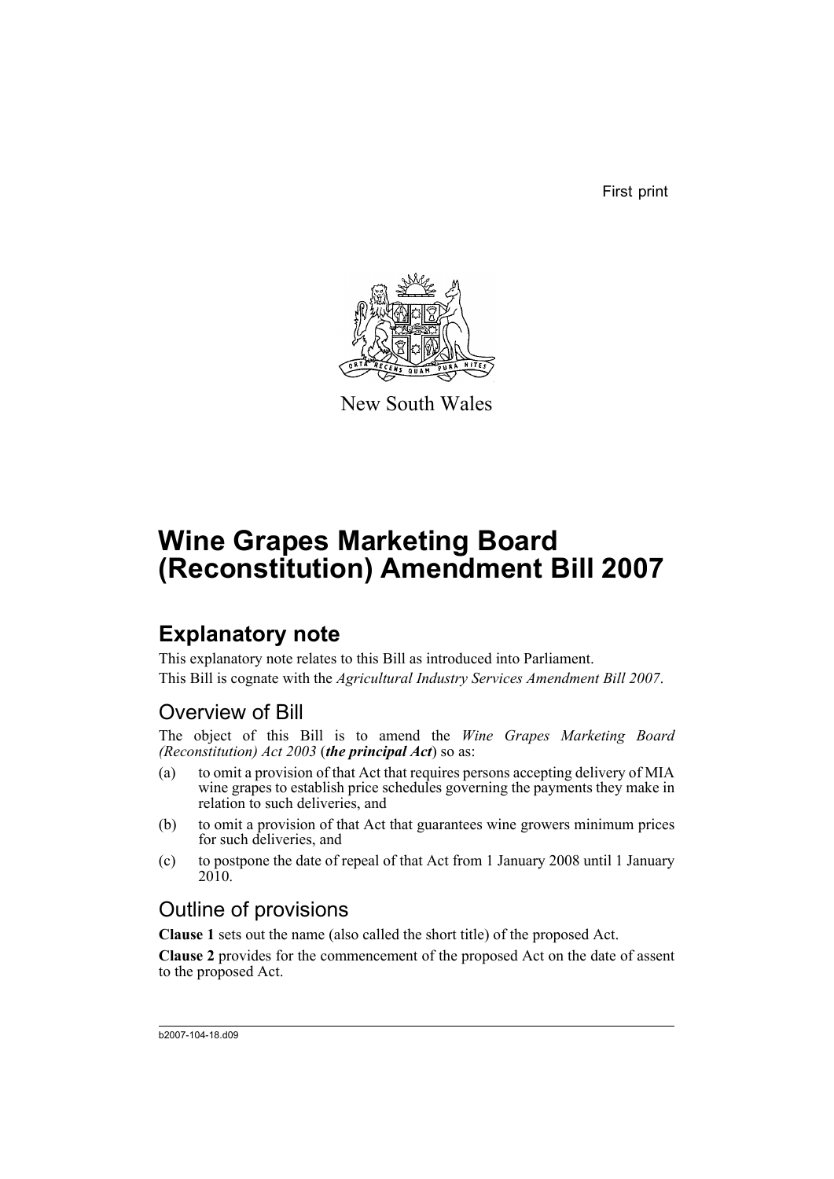First print

New South Wales

# Wine Grapes Marketing Board (Reconstitution) Amendment Bill 2007

## Explanatory note

This explanatory note relates to this Bill as introduced into Parliament.

This Bill is cognate with the *Agricultural Industry Services Amendment Bill 2007*.

### Overview of Bill

The object of this Bill is to amend the *Wine Grapes Marketing Board (Reconstitution) Act 2003* (***the principal Act***) so as:

(a) to omit a provision of that Act that requires persons accepting delivery of MIA wine grapes to establish price schedules governing the payments they make in relation to such deliveries, and

(b) to omit a provision of that Act that guarantees wine growers minimum prices for such deliveries, and

(c) to postpone the date of repeal of that Act from 1 January 2008 until 1 January 2010.

### Outline of provisions

**Clause 1** sets out the name (also called the short title) of the proposed Act.

**Clause 2** provides for the commencement of the proposed Act on the date of assent to the proposed Act.

b2007-104-18.d09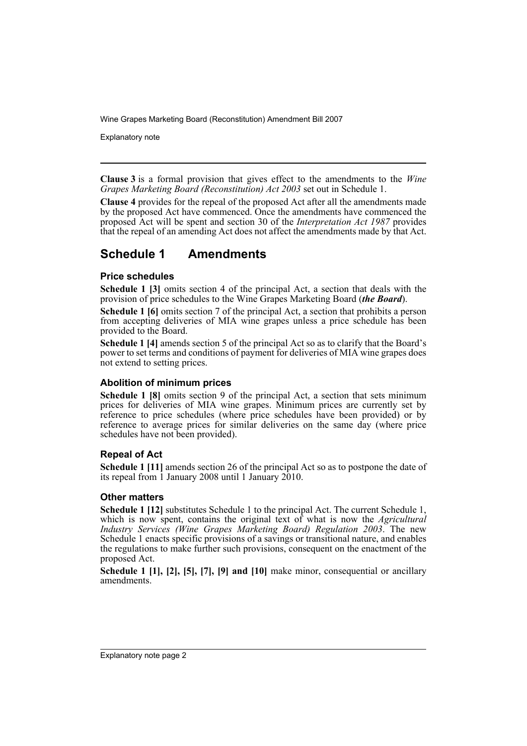**Clause 3** is a formal provision that gives effect to the amendments to the *Wine Grapes Marketing Board (Reconstitution) Act 2003* set out in Schedule 1.

**Clause 4** provides for the repeal of the proposed Act after all the amendments made by the proposed Act have commenced. Once the amendments have commenced the proposed Act will be spent and section 30 of the *Interpretation Act 1987* provides that the repeal of an amending Act does not affect the amendments made by that Act.

## Schedule 1 Amendments

### Price schedules

**Schedule 1 [3]** omits section 4 of the principal Act, a section that deals with the provision of price schedules to the Wine Grapes Marketing Board (***the Board***).

**Schedule 1 [6]** omits section 7 of the principal Act, a section that prohibits a person from accepting deliveries of MIA wine grapes unless a price schedule has been provided to the Board.

**Schedule 1 [4]** amends section 5 of the principal Act so as to clarify that the Board's power to set terms and conditions of payment for deliveries of MIA wine grapes does not extend to setting prices.

### Abolition of minimum prices

**Schedule 1 [8]** omits section 9 of the principal Act, a section that sets minimum prices for deliveries of MIA wine grapes. Minimum prices are currently set by reference to price schedules (where price schedules have been provided) or by reference to average prices for similar deliveries on the same day (where price schedules have not been provided).

### Repeal of Act

**Schedule 1 [11]** amends section 26 of the principal Act so as to postpone the date of its repeal from 1 January 2008 until 1 January 2010.

### Other matters

**Schedule 1 [12]** substitutes Schedule 1 to the principal Act. The current Schedule 1, which is now spent, contains the original text of what is now the *Agricultural Industry Services (Wine Grapes Marketing Board) Regulation 2003*. The new Schedule 1 enacts specific provisions of a savings or transitional nature, and enables the regulations to make further such provisions, consequent on the enactment of the proposed Act.

**Schedule 1 [1], [2], [5], [7], [9] and [10]** make minor, consequential or ancillary amendments.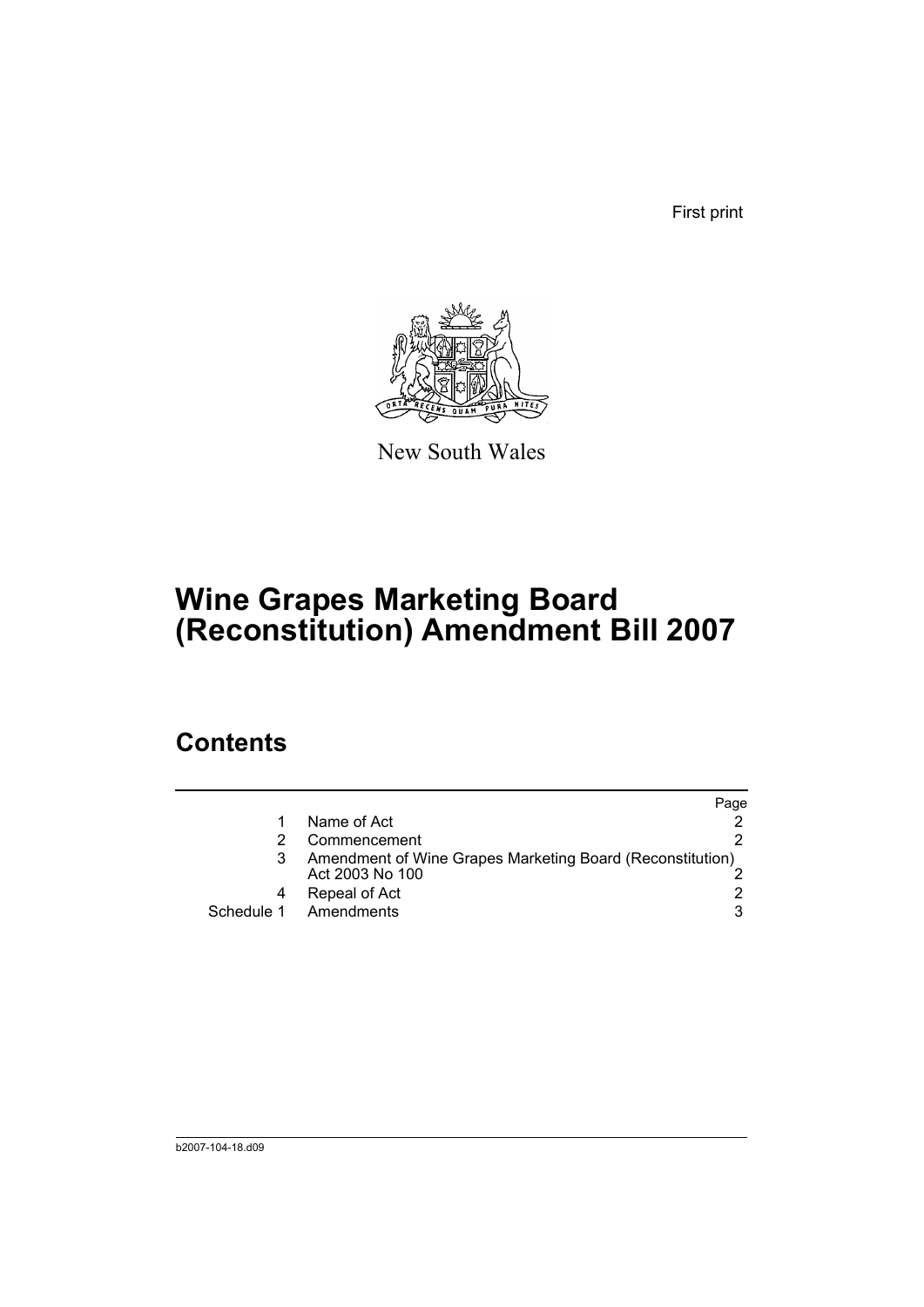First print

New South Wales

# Wine Grapes Marketing Board (Reconstitution) Amendment Bill 2007

## Contents

| | | Page |
|---|---|---|
| 1 | Name of Act | 2 |
| 2 | Commencement | 2 |
| 3 | Amendment of Wine Grapes Marketing Board (Reconstitution) Act 2003 No 100 | 2 |
| 4 | Repeal of Act | 2 |
| Schedule 1 | Amendments | 3 |

b2007-104-18.d09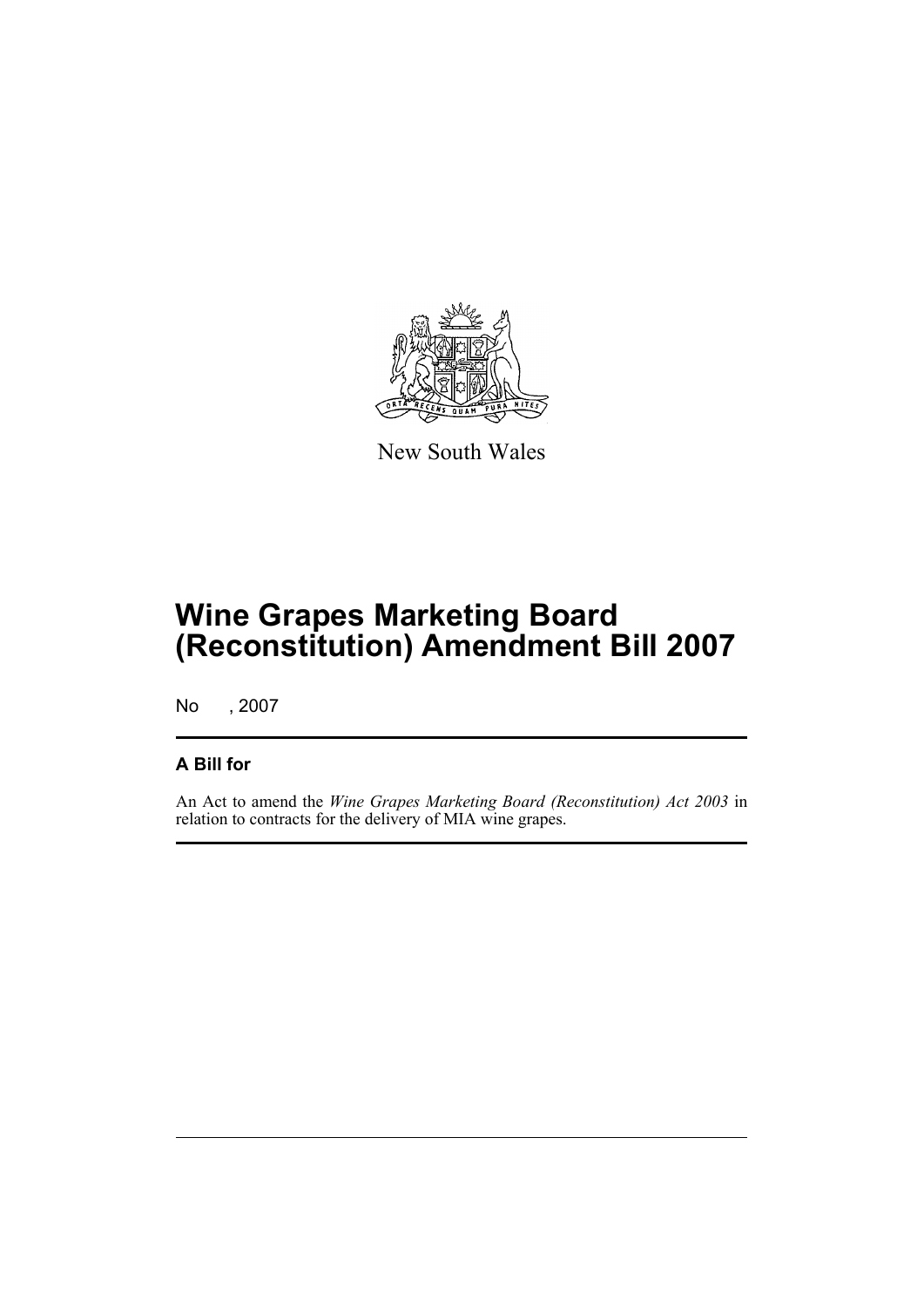New South Wales

# Wine Grapes Marketing Board (Reconstitution) Amendment Bill 2007

No , 2007

## A Bill for

An Act to amend the *Wine Grapes Marketing Board (Reconstitution) Act 2003* in relation to contracts for the delivery of MIA wine grapes.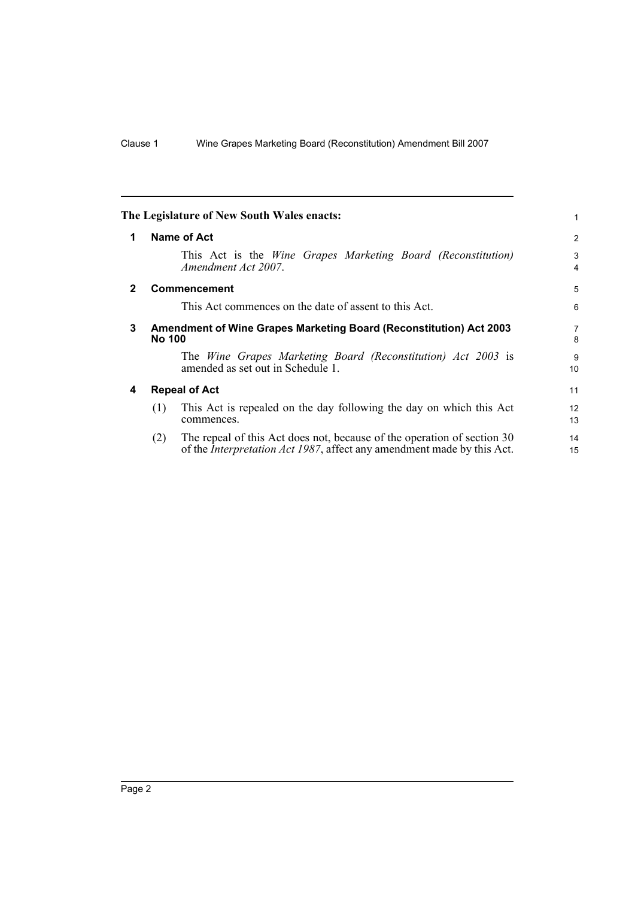The Legislature of New South Wales enacts:

## 1 Name of Act

This Act is the *Wine Grapes Marketing Board (Reconstitution) Amendment Act 2007*.

## 2 Commencement

This Act commences on the date of assent to this Act.

## 3 Amendment of Wine Grapes Marketing Board (Reconstitution) Act 2003 No 100

The *Wine Grapes Marketing Board (Reconstitution) Act 2003* is amended as set out in Schedule 1.

## 4 Repeal of Act

(1) This Act is repealed on the day following the day on which this Act commences.

(2) The repeal of this Act does not, because of the operation of section 30 of the *Interpretation Act 1987*, affect any amendment made by this Act.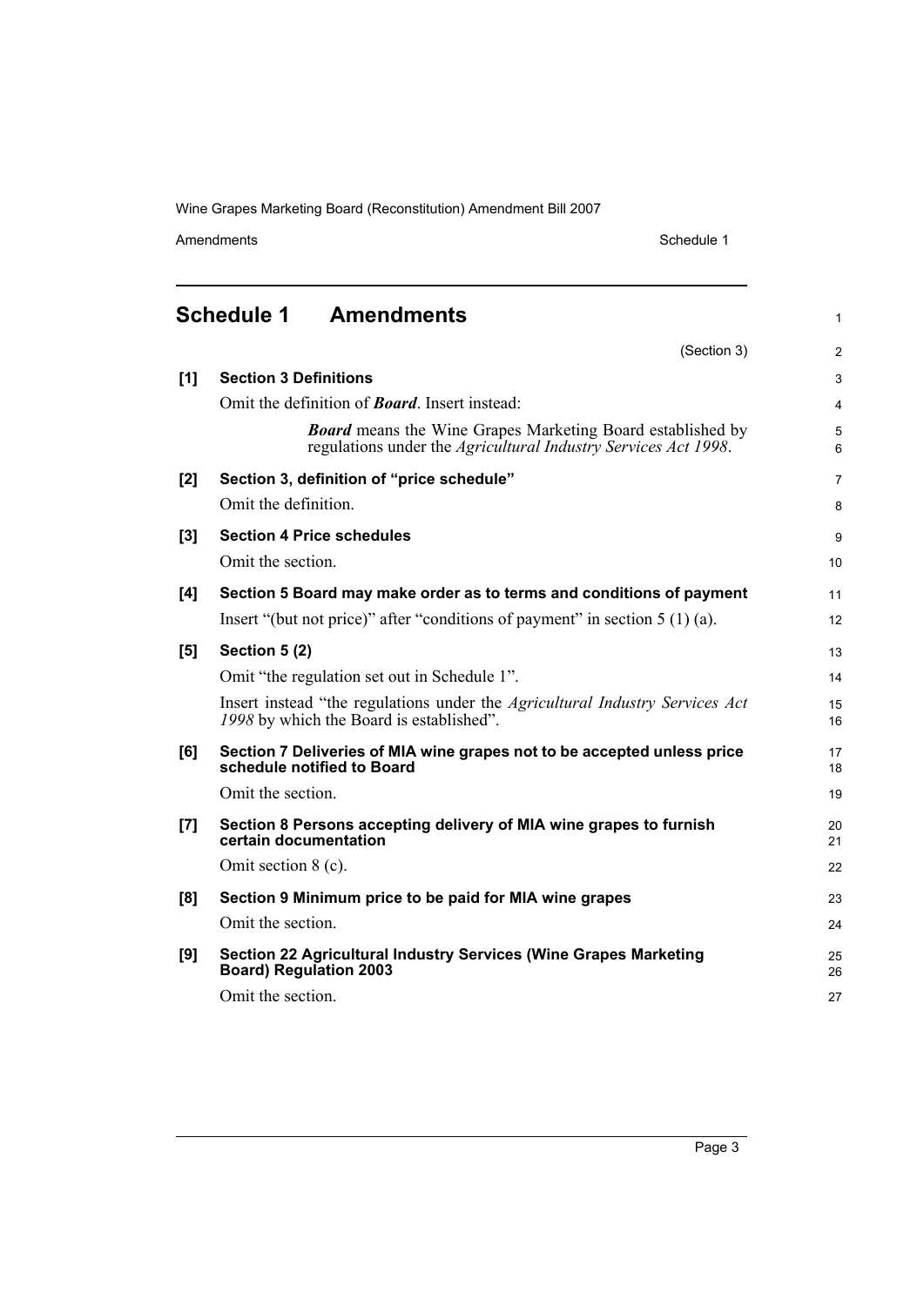# Schedule 1 Amendments

(Section 3)

**[1] Section 3 Definitions**

Omit the definition of ***Board***. Insert instead:

> ***Board*** means the Wine Grapes Marketing Board established by regulations under the *Agricultural Industry Services Act 1998*.

**[2] Section 3, definition of "price schedule"**

Omit the definition.

**[3] Section 4 Price schedules**

Omit the section.

**[4] Section 5 Board may make order as to terms and conditions of payment**

Insert "(but not price)" after "conditions of payment" in section 5 (1) (a).

**[5] Section 5 (2)**

Omit "the regulation set out in Schedule 1".

Insert instead "the regulations under the *Agricultural Industry Services Act 1998* by which the Board is established".

**[6] Section 7 Deliveries of MIA wine grapes not to be accepted unless price schedule notified to Board**

Omit the section.

**[7] Section 8 Persons accepting delivery of MIA wine grapes to furnish certain documentation**

Omit section 8 (c).

**[8] Section 9 Minimum price to be paid for MIA wine grapes**

Omit the section.

**[9] Section 22 Agricultural Industry Services (Wine Grapes Marketing Board) Regulation 2003**

Omit the section.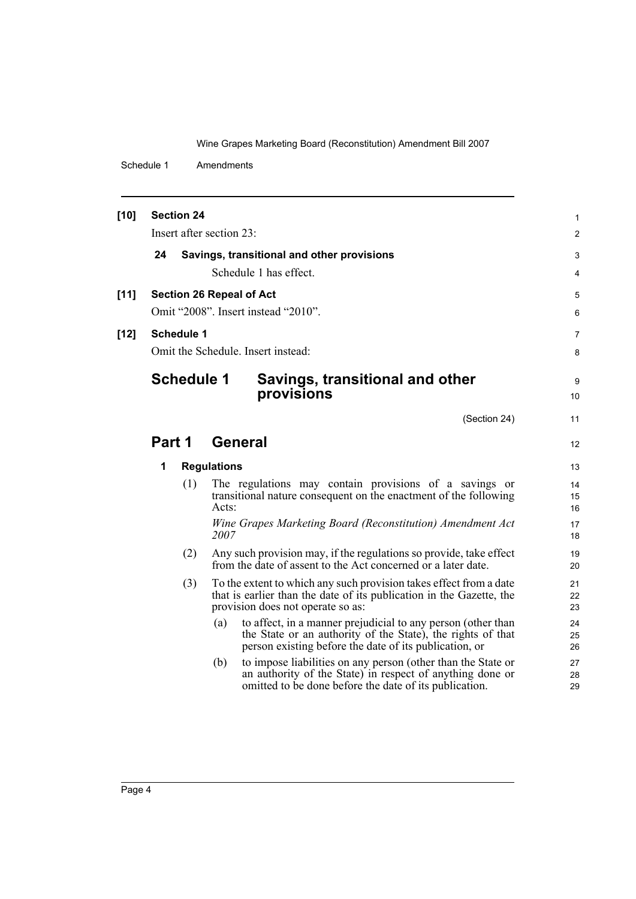**[10] Section 24**

Insert after section 23:

**24 Savings, transitional and other provisions**

Schedule 1 has effect.

**[11] Section 26 Repeal of Act**

Omit "2008". Insert instead "2010".

**[12] Schedule 1**

Omit the Schedule. Insert instead:

## Schedule 1 Savings, transitional and other provisions

(Section 24)

## Part 1 General

**1 Regulations**

(1) The regulations may contain provisions of a savings or transitional nature consequent on the enactment of the following Acts:

*Wine Grapes Marketing Board (Reconstitution) Amendment Act 2007*

(2) Any such provision may, if the regulations so provide, take effect from the date of assent to the Act concerned or a later date.

(3) To the extent to which any such provision takes effect from a date that is earlier than the date of its publication in the Gazette, the provision does not operate so as:

(a) to affect, in a manner prejudicial to any person (other than the State or an authority of the State), the rights of that person existing before the date of its publication, or

(b) to impose liabilities on any person (other than the State or an authority of the State) in respect of anything done or omitted to be done before the date of its publication.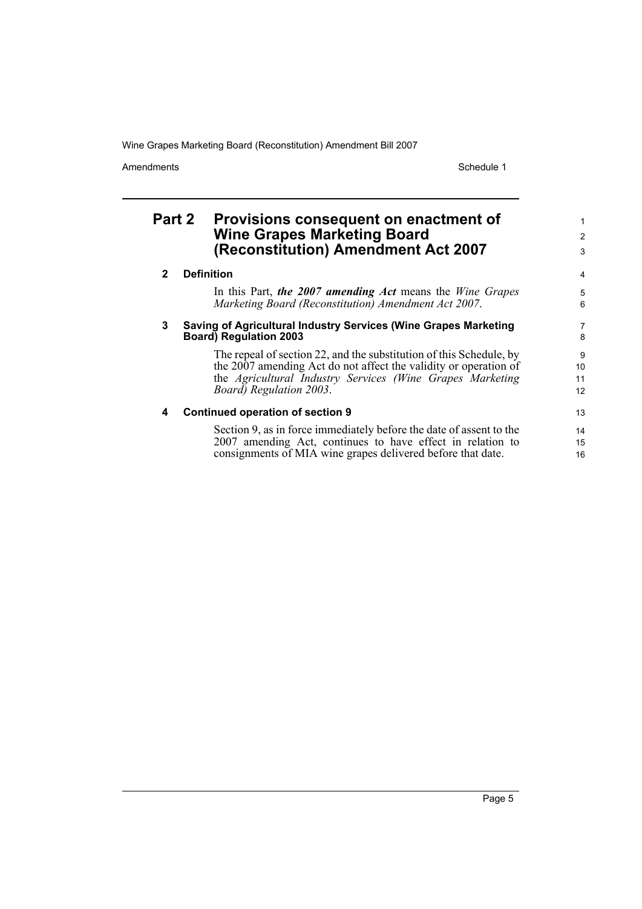## Part 2 Provisions consequent on enactment of Wine Grapes Marketing Board (Reconstitution) Amendment Act 2007

### 2 Definition

In this Part, ***the 2007 amending Act*** means the *Wine Grapes Marketing Board (Reconstitution) Amendment Act 2007*.

### 3 Saving of Agricultural Industry Services (Wine Grapes Marketing Board) Regulation 2003

The repeal of section 22, and the substitution of this Schedule, by the 2007 amending Act do not affect the validity or operation of the *Agricultural Industry Services (Wine Grapes Marketing Board) Regulation 2003*.

### 4 Continued operation of section 9

Section 9, as in force immediately before the date of assent to the 2007 amending Act, continues to have effect in relation to consignments of MIA wine grapes delivered before that date.